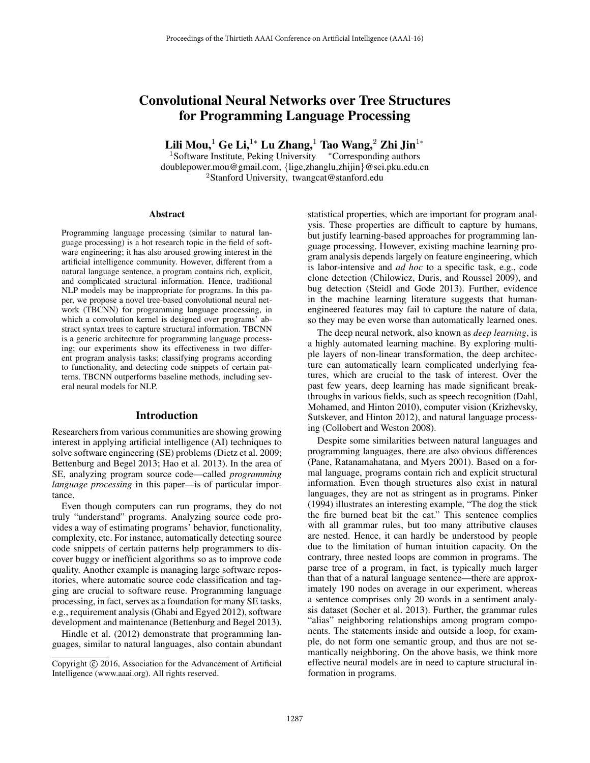# Convolutional Neural Networks over Tree Structures for Programming Language Processing

**Lili Mou,[1] Ge Li,[1*] Lu Zhang,[1] Tao Wang,[2] Zhi Jin[1*]**

[1]Software Institute, Peking University [*]Corresponding authors

doublepower.mou@gmail.com, {lige,zhanglu,zhijin}@sei.pku.edu.cn

[2]Stanford University, twangcat@stanford.edu

## Abstract

Programming language processing (similar to natural language processing) is a hot research topic in the field of software engineering; it has also aroused growing interest in the artificial intelligence community. However, different from a natural language sentence, a program contains rich, explicit, and complicated structural information. Hence, traditional NLP models may be inappropriate for programs. In this paper, we propose a novel tree-based convolutional neural network (TBCNN) for programming language processing, in which a convolution kernel is designed over programs' abstract syntax trees to capture structural information. TBCNN is a generic architecture for programming language processing; our experiments show its effectiveness in two different program analysis tasks: classifying programs according to functionality, and detecting code snippets of certain patterns. TBCNN outperforms baseline methods, including several neural models for NLP.

## Introduction

Researchers from various communities are showing growing interest in applying artificial intelligence (AI) techniques to solve software engineering (SE) problems (Dietz et al. 2009; Bettenburg and Begel 2013; Hao et al. 2013). In the area of SE, analyzing program source code—called *programming language processing* in this paper—is of particular importance.

Even though computers can run programs, they do not truly "understand" programs. Analyzing source code provides a way of estimating programs' behavior, functionality, complexity, etc. For instance, automatically detecting source code snippets of certain patterns help programmers to discover buggy or inefficient algorithms so as to improve code quality. Another example is managing large software repositories, where automatic source code classification and tagging are crucial to software reuse. Programming language processing, in fact, serves as a foundation for many SE tasks, e.g., requirement analysis (Ghabi and Egyed 2012), software development and maintenance (Bettenburg and Begel 2013).

Hindle et al. (2012) demonstrate that programming languages, similar to natural languages, also contain abundant statistical properties, which are important for program analysis. These properties are difficult to capture by humans, but justify learning-based approaches for programming language processing. However, existing machine learning program analysis depends largely on feature engineering, which is labor-intensive and *ad hoc* to a specific task, e.g., code clone detection (Chilowicz, Duris, and Roussel 2009), and bug detection (Steidl and Gode 2013). Further, evidence in the machine learning literature suggests that human-engineered features may fail to capture the nature of data, so they may be even worse than automatically learned ones.

The deep neural network, also known as *deep learning*, is a highly automated learning machine. By exploring multiple layers of non-linear transformation, the deep architecture can automatically learn complicated underlying features, which are crucial to the task of interest. Over the past few years, deep learning has made significant breakthroughs in various fields, such as speech recognition (Dahl, Mohamed, and Hinton 2010), computer vision (Krizhevsky, Sutskever, and Hinton 2012), and natural language processing (Collobert and Weston 2008).

Despite some similarities between natural languages and programming languages, there are also obvious differences (Pane, Ratanamahatana, and Myers 2001). Based on a formal language, programs contain rich and explicit structural information. Even though structures also exist in natural languages, they are not as stringent as in programs. Pinker (1994) illustrates an interesting example, "The dog the stick the fire burned beat bit the cat." This sentence complies with all grammar rules, but too many attributive clauses are nested. Hence, it can hardly be understood by people due to the limitation of human intuition capacity. On the contrary, three nested loops are common in programs. The parse tree of a program, in fact, is typically much larger than that of a natural language sentence—there are approximately 190 nodes on average in our experiment, whereas a sentence comprises only 20 words in a sentiment analysis dataset (Socher et al. 2013). Further, the grammar rules "alias" neighboring relationships among program components. The statements inside and outside a loop, for example, do not form one semantic group, and thus are not semantically neighboring. On the above basis, we think more effective neural models are in need to capture structural information in programs.

Copyright © 2016, Association for the Advancement of Artificial Intelligence (www.aaai.org). All rights reserved.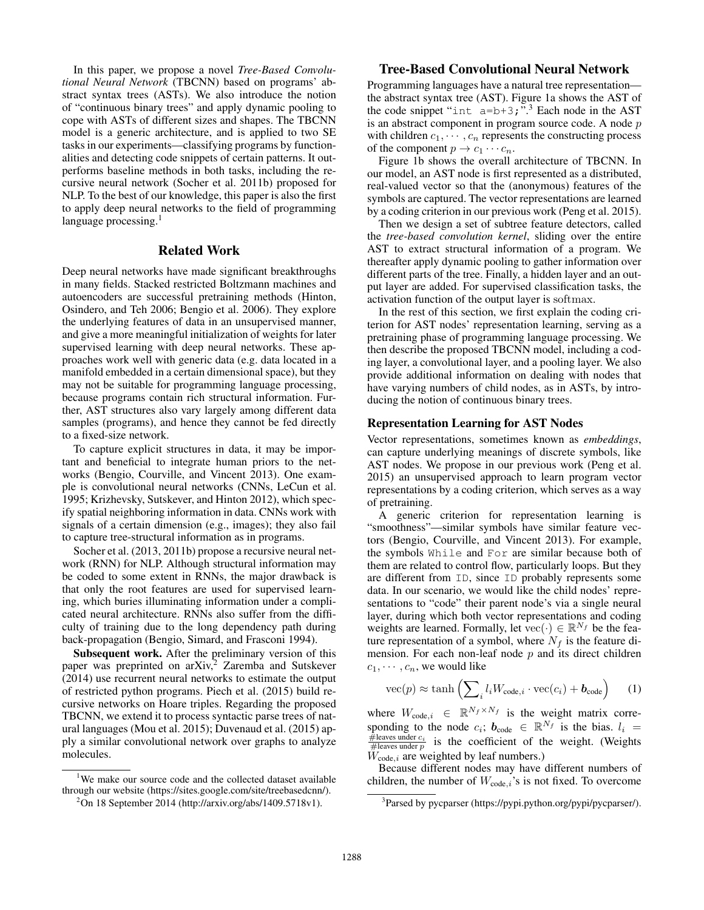In this paper, we propose a novel *Tree-Based Convolutional Neural Network* (TBCNN) based on programs' abstract syntax trees (ASTs). We also introduce the notion of "continuous binary trees" and apply dynamic pooling to cope with ASTs of different sizes and shapes. The TBCNN model is a generic architecture, and is applied to two SE tasks in our experiments—classifying programs by functionalities and detecting code snippets of certain patterns. It outperforms baseline methods in both tasks, including the recursive neural network (Socher et al. 2011b) proposed for NLP. To the best of our knowledge, this paper is also the first to apply deep neural networks to the field of programming language processing.[1]

## Related Work

Deep neural networks have made significant breakthroughs in many fields. Stacked restricted Boltzmann machines and autoencoders are successful pretraining methods (Hinton, Osindero, and Teh 2006; Bengio et al. 2006). They explore the underlying features of data in an unsupervised manner, and give a more meaningful initialization of weights for later supervised learning with deep neural networks. These approaches work well with generic data (e.g. data located in a manifold embedded in a certain dimensional space), but they may not be suitable for programming language processing, because programs contain rich structural information. Further, AST structures also vary largely among different data samples (programs), and hence they cannot be fed directly to a fixed-size network.

To capture explicit structures in data, it may be important and beneficial to integrate human priors to the networks (Bengio, Courville, and Vincent 2013). One example is convolutional neural networks (CNNs, LeCun et al. 1995; Krizhevsky, Sutskever, and Hinton 2012), which specify spatial neighboring information in data. CNNs work with signals of a certain dimension (e.g., images); they also fail to capture tree-structural information as in programs.

Socher et al. (2013, 2011b) propose a recursive neural network (RNN) for NLP. Although structural information may be coded to some extent in RNNs, the major drawback is that only the root features are used for supervised learning, which buries illuminating information under a complicated neural architecture. RNNs also suffer from the difficulty of training due to the long dependency path during back-propagation (Bengio, Simard, and Frasconi 1994).

**Subsequent work.** After the preliminary version of this paper was preprinted on arXiv,[2] Zaremba and Sutskever (2014) use recurrent neural networks to estimate the output of restricted python programs. Piech et al. (2015) build recursive networks on Hoare triples. Regarding the proposed TBCNN, we extend it to process syntactic parse trees of natural languages (Mou et al. 2015); Duvenaud et al. (2015) apply a similar convolutional network over graphs to analyze molecules.

[1] We make our source code and the collected dataset available through our website (https://sites.google.com/site/treebasedcnn/).

[2] On 18 September 2014 (http://arxiv.org/abs/1409.5718v1).

## Tree-Based Convolutional Neural Network

Programming languages have a natural tree representation—the abstract syntax tree (AST). Figure 1a shows the AST of the code snippet "`int a=b+3;`".[3] Each node in the AST is an abstract component in program source code. A node $p$ with children $c_1, \cdots, c_n$ represents the constructing process of the component $p \rightarrow c_1 \cdots c_n$.

Figure 1b shows the overall architecture of TBCNN. In our model, an AST node is first represented as a distributed, real-valued vector so that the (anonymous) features of the symbols are captured. The vector representations are learned by a coding criterion in our previous work (Peng et al. 2015).

Then we design a set of subtree feature detectors, called the *tree-based convolution kernel*, sliding over the entire AST to extract structural information of a program. We thereafter apply dynamic pooling to gather information over different parts of the tree. Finally, a hidden layer and an output layer are added. For supervised classification tasks, the activation function of the output layer is softmax.

In the rest of this section, we first explain the coding criterion for AST nodes' representation learning, serving as a pretraining phase of programming language processing. We then describe the proposed TBCNN model, including a coding layer, a convolutional layer, and a pooling layer. We also provide additional information on dealing with nodes that have varying numbers of child nodes, as in ASTs, by introducing the notion of continuous binary trees.

### Representation Learning for AST Nodes

Vector representations, sometimes known as *embeddings*, can capture underlying meanings of discrete symbols, like AST nodes. We propose in our previous work (Peng et al. 2015) an unsupervised approach to learn program vector representations by a coding criterion, which serves as a way of pretraining.

A generic criterion for representation learning is "smoothness"—similar symbols have similar feature vectors (Bengio, Courville, and Vincent 2013). For example, the symbols `While` and `For` are similar because both of them are related to control flow, particularly loops. But they are different from `ID`, since `ID` probably represents some data. In our scenario, we would like the child nodes' representations to "code" their parent node's via a single neural layer, during which both vector representations and coding weights are learned. Formally, let $\operatorname{vec}(\cdot) \in \mathbb{R}^{N_f}$ be the feature representation of a symbol, where $N_f$ is the feature dimension. For each non-leaf node $p$ and its direct children $c_1, \cdots, c_n$, we would like

$$\operatorname{vec}(p) \approx \tanh\left(\sum_i l_i W_{\text{code},i} \cdot \operatorname{vec}(c_i) + \boldsymbol{b}_{\text{code}}\right) \quad (1)$$

where $W_{\text{code},i} \in \mathbb{R}^{N_f \times N_f}$ is the weight matrix corresponding to the node $c_i$; $\boldsymbol{b}_{\text{code}} \in \mathbb{R}^{N_f}$ is the bias. $l_i = \frac{\#\text{leaves under } c_i}{\#\text{leaves under } p}$ is the coefficient of the weight. (Weights $W_{\text{code},i}$ are weighted by leaf numbers.)

Because different nodes may have different numbers of children, the number of $W_{\text{code},i}$'s is not fixed. To overcome

[3] Parsed by pycparser (https://pypi.python.org/pypi/pycparser/).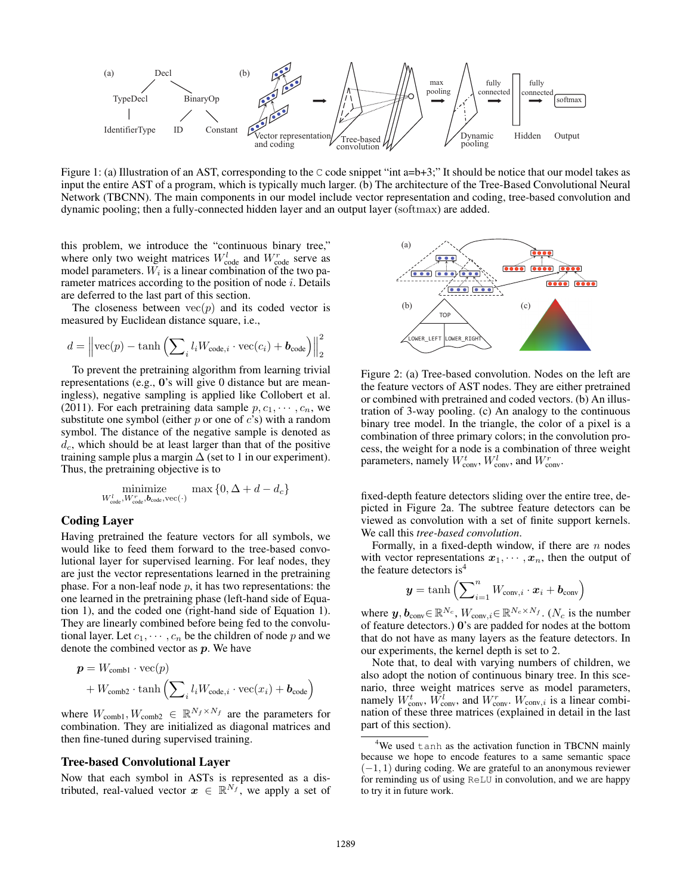Figure 1: (a) Illustration of an AST, corresponding to the C code snippet "int a=b+3;" It should be notice that our model takes as input the entire AST of a program, which is typically much larger. (b) The architecture of the Tree-Based Convolutional Neural Network (TBCNN). The main components in our model include vector representation and coding, tree-based convolution and dynamic pooling; then a fully-connected hidden layer and an output layer (softmax) are added.

this problem, we introduce the "continuous binary tree," where only two weight matrices $W_{\text{code}}^l$ and $W_{\text{code}}^r$ serve as model parameters. $W_i$ is a linear combination of the two parameter matrices according to the position of node $i$. Details are deferred to the last part of this section.

The closeness between $\text{vec}(p)$ and its coded vector is measured by Euclidean distance square, i.e.,

$$d = \left\| \text{vec}(p) - \tanh\left(\sum_i l_i W_{\text{code},i} \cdot \text{vec}(c_i) + \boldsymbol{b}_{\text{code}}\right) \right\|_2^2$$

To prevent the pretraining algorithm from learning trivial representations (e.g., $\mathbf{0}$'s will give 0 distance but are meaningless), negative sampling is applied like Collobert et al. (2011). For each pretraining data sample $p, c_1, \cdots, c_n$, we substitute one symbol (either $p$ or one of $c$'s) with a random symbol. The distance of the negative sample is denoted as $d_c$, which should be at least larger than that of the positive training sample plus a margin $\Delta$ (set to 1 in our experiment). Thus, the pretraining objective is to

$$\underset{W_{\text{code}}^l, W_{\text{code}}^r, \boldsymbol{b}_{\text{code}}, \text{vec}(\cdot)}{\text{minimize}} \quad \max\left\{0, \Delta + d - d_c\right\}$$

## Coding Layer

Having pretrained the feature vectors for all symbols, we would like to feed them forward to the tree-based convolutional layer for supervised learning. For leaf nodes, they are just the vector representations learned in the pretraining phase. For a non-leaf node $p$, it has two representations: the one learned in the pretraining phase (left-hand side of Equation 1), and the coded one (right-hand side of Equation 1). They are linearly combined before being fed to the convolutional layer. Let $c_1, \cdots, c_n$ be the children of node $p$ and we denote the combined vector as $\boldsymbol{p}$. We have

$$\boldsymbol{p} = W_{\text{comb1}} \cdot \text{vec}(p) + W_{\text{comb2}} \cdot \tanh\left(\sum_i l_i W_{\text{code},i} \cdot \text{vec}(x_i) + \boldsymbol{b}_{\text{code}}\right)$$

where $W_{\text{comb1}}, W_{\text{comb2}} \in \mathbb{R}^{N_f \times N_f}$ are the parameters for combination. They are initialized as diagonal matrices and then fine-tuned during supervised training.

## Tree-based Convolutional Layer

Now that each symbol in ASTs is represented as a distributed, real-valued vector $\boldsymbol{x} \in \mathbb{R}^{N_f}$, we apply a set of fixed-depth feature detectors sliding over the entire tree, depicted in Figure 2a. The subtree feature detectors can be viewed as convolution with a set of finite support kernels. We call this *tree-based convolution*.

Figure 2: (a) Tree-based convolution. Nodes on the left are the feature vectors of AST nodes. They are either pretrained or combined with pretrained and coded vectors. (b) An illustration of 3-way pooling. (c) An analogy to the continuous binary tree model. In the triangle, the color of a pixel is a combination of three primary colors; in the convolution process, the weight for a node is a combination of three weight parameters, namely $W_{\text{conv}}^t$, $W_{\text{conv}}^l$, and $W_{\text{conv}}^r$.

Formally, in a fixed-depth window, if there are $n$ nodes with vector representations $\boldsymbol{x}_1, \cdots, \boldsymbol{x}_n$, then the output of the feature detectors is[4]

$$\boldsymbol{y} = \tanh\left(\sum_{i=1}^{n} W_{\text{conv},i} \cdot \boldsymbol{x}_i + \boldsymbol{b}_{\text{conv}}\right)$$

where $\boldsymbol{y}, \boldsymbol{b}_{\text{conv}} \in \mathbb{R}^{N_c}$, $W_{\text{conv},i} \in \mathbb{R}^{N_c \times N_f}$. ($N_c$ is the number of feature detectors.) $\mathbf{0}$'s are padded for nodes at the bottom that do not have as many layers as the feature detectors. In our experiments, the kernel depth is set to 2.

Note that, to deal with varying numbers of children, we also adopt the notion of continuous binary tree. In this scenario, three weight matrices serve as model parameters, namely $W_{\text{conv}}^t$, $W_{\text{conv}}^l$, and $W_{\text{conv}}^r$. $W_{\text{conv},i}$ is a linear combination of these three matrices (explained in detail in the last part of this section).

[4] We used `tanh` as the activation function in TBCNN mainly because we hope to encode features to a same semantic space $(-1, 1)$ during coding. We are grateful to an anonymous reviewer for reminding us of using `ReLU` in convolution, and we are happy to try it in future work.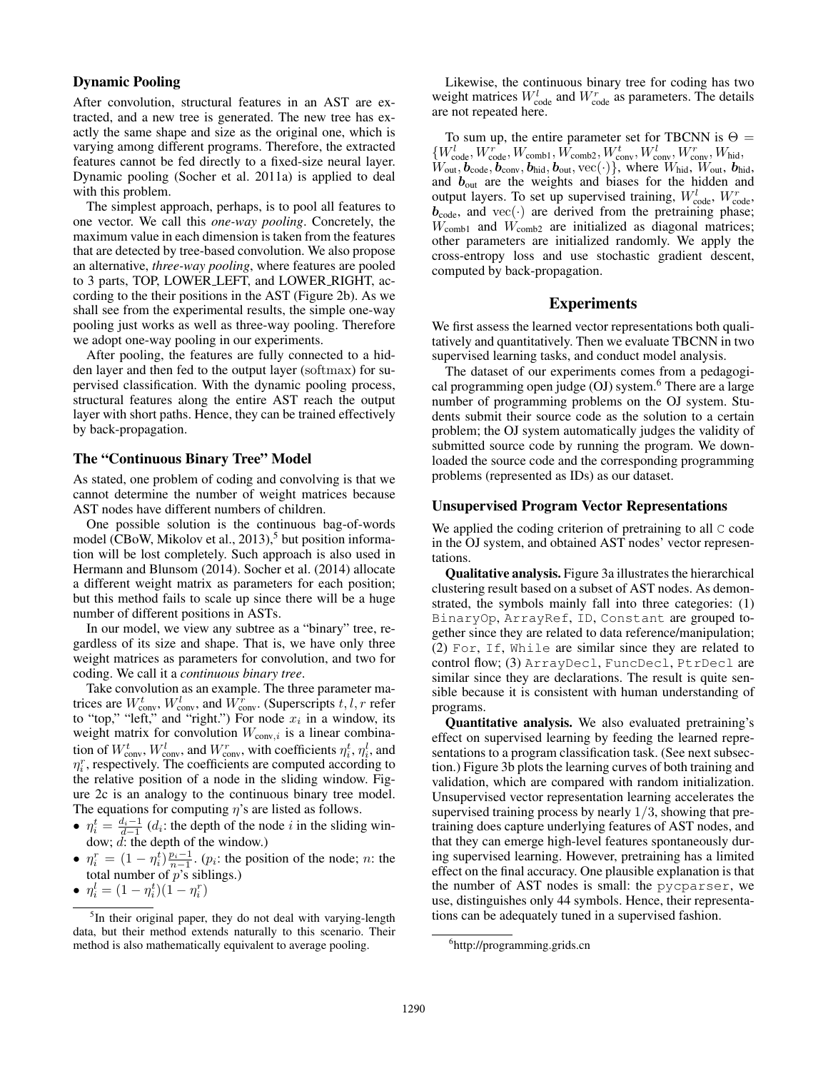### Dynamic Pooling

After convolution, structural features in an AST are extracted, and a new tree is generated. The new tree has exactly the same shape and size as the original one, which is varying among different programs. Therefore, the extracted features cannot be fed directly to a fixed-size neural layer. Dynamic pooling (Socher et al. 2011a) is applied to deal with this problem.

The simplest approach, perhaps, is to pool all features to one vector. We call this *one-way pooling*. Concretely, the maximum value in each dimension is taken from the features that are detected by tree-based convolution. We also propose an alternative, *three-way pooling*, where features are pooled to 3 parts, TOP, LOWER_LEFT, and LOWER_RIGHT, according to the their positions in the AST (Figure 2b). As we shall see from the experimental results, the simple one-way pooling just works as well as three-way pooling. Therefore we adopt one-way pooling in our experiments.

After pooling, the features are fully connected to a hidden layer and then fed to the output layer ($\mathrm{softmax}$) for supervised classification. With the dynamic pooling process, structural features along the entire AST reach the output layer with short paths. Hence, they can be trained effectively by back-propagation.

### The "Continuous Binary Tree" Model

As stated, one problem of coding and convolving is that we cannot determine the number of weight matrices because AST nodes have different numbers of children.

One possible solution is the continuous bag-of-words model (CBoW, Mikolov et al., 2013),[5] but position information will be lost completely. Such approach is also used in Hermann and Blunsom (2014). Socher et al. (2014) allocate a different weight matrix as parameters for each position; but this method fails to scale up since there will be a huge number of different positions in ASTs.

In our model, we view any subtree as a "binary" tree, regardless of its size and shape. That is, we have only three weight matrices as parameters for convolution, and two for coding. We call it a *continuous binary tree*.

Take convolution as an example. The three parameter matrices are $W_{\text{conv}}^t$, $W_{\text{conv}}^l$, and $W_{\text{conv}}^r$. (Superscripts $t, l, r$ refer to "top," "left," and "right.") For node $x_i$ in a window, its weight matrix for convolution $W_{\text{conv},i}$ is a linear combination of $W_{\text{conv}}^t$, $W_{\text{conv}}^l$, and $W_{\text{conv}}^r$, with coefficients $\eta_i^t$, $\eta_i^l$, and $\eta_i^r$, respectively. The coefficients are computed according to the relative position of a node in the sliding window. Figure 2c is an analogy to the continuous binary tree model. The equations for computing $\eta$'s are listed as follows.

- $\eta_i^t = \frac{d_i - 1}{d - 1}$ ($d_i$: the depth of the node $i$ in the sliding window; $d$: the depth of the window.)
- $\eta_i^r = (1 - \eta_i^t)\frac{p_i - 1}{n - 1}$. ($p_i$: the position of the node; $n$: the total number of $p$'s siblings.)
- $\eta_i^l = (1 - \eta_i^t)(1 - \eta_i^r)$

[5] In their original paper, they do not deal with varying-length data, but their method extends naturally to this scenario. Their method is also mathematically equivalent to average pooling.

Likewise, the continuous binary tree for coding has two weight matrices $W_{\text{code}}^l$ and $W_{\text{code}}^r$ as parameters. The details are not repeated here.

To sum up, the entire parameter set for TBCNN is $\Theta = \{W_{\text{code}}^l, W_{\text{code}}^r, W_{\text{comb1}}, W_{\text{comb2}}, W_{\text{conv}}^t, W_{\text{conv}}^l, W_{\text{conv}}^r, W_{\text{hid}}, W_{\text{out}}, \boldsymbol{b}_{\text{code}}, \boldsymbol{b}_{\text{conv}}, \boldsymbol{b}_{\text{hid}}, \boldsymbol{b}_{\text{out}}, \text{vec}(\cdot)\}$, where $W_{\text{hid}}$, $W_{\text{out}}$, $\boldsymbol{b}_{\text{hid}}$, and $\boldsymbol{b}_{\text{out}}$ are the weights and biases for the hidden and output layers. To set up supervised training, $W_{\text{code}}^l$, $W_{\text{code}}^r$, $\boldsymbol{b}_{\text{code}}$, and $\text{vec}(\cdot)$ are derived from the pretraining phase; $W_{\text{comb1}}$ and $W_{\text{comb2}}$ are initialized as diagonal matrices; other parameters are initialized randomly. We apply the cross-entropy loss and use stochastic gradient descent, computed by back-propagation.

## Experiments

We first assess the learned vector representations both qualitatively and quantitatively. Then we evaluate TBCNN in two supervised learning tasks, and conduct model analysis.

The dataset of our experiments comes from a pedagogical programming open judge (OJ) system.[6] There are a large number of programming problems on the OJ system. Students submit their source code as the solution to a certain problem; the OJ system automatically judges the validity of submitted source code by running the program. We downloaded the source code and the corresponding programming problems (represented as IDs) as our dataset.

### Unsupervised Program Vector Representations

We applied the coding criterion of pretraining to all `C` code in the OJ system, and obtained AST nodes' vector representations.

**Qualitative analysis.** Figure 3a illustrates the hierarchical clustering result based on a subset of AST nodes. As demonstrated, the symbols mainly fall into three categories: (1) `BinaryOp`, `ArrayRef`, `ID`, `Constant` are grouped together since they are related to data reference/manipulation; (2) `For`, `If`, `While` are similar since they are related to control flow; (3) `ArrayDecl`, `FuncDecl`, `PtrDecl` are similar since they are declarations. The result is quite sensible because it is consistent with human understanding of programs.

**Quantitative analysis.** We also evaluated pretraining's effect on supervised learning by feeding the learned representations to a program classification task. (See next subsection.) Figure 3b plots the learning curves of both training and validation, which are compared with random initialization. Unsupervised vector representation learning accelerates the supervised training process by nearly $1/3$, showing that pretraining does capture underlying features of AST nodes, and that they can emerge high-level features spontaneously during supervised learning. However, pretraining has a limited effect on the final accuracy. One plausible explanation is that the number of AST nodes is small: the `pycparser`, we use, distinguishes only 44 symbols. Hence, their representations can be adequately tuned in a supervised fashion.

[6] http://programming.grids.cn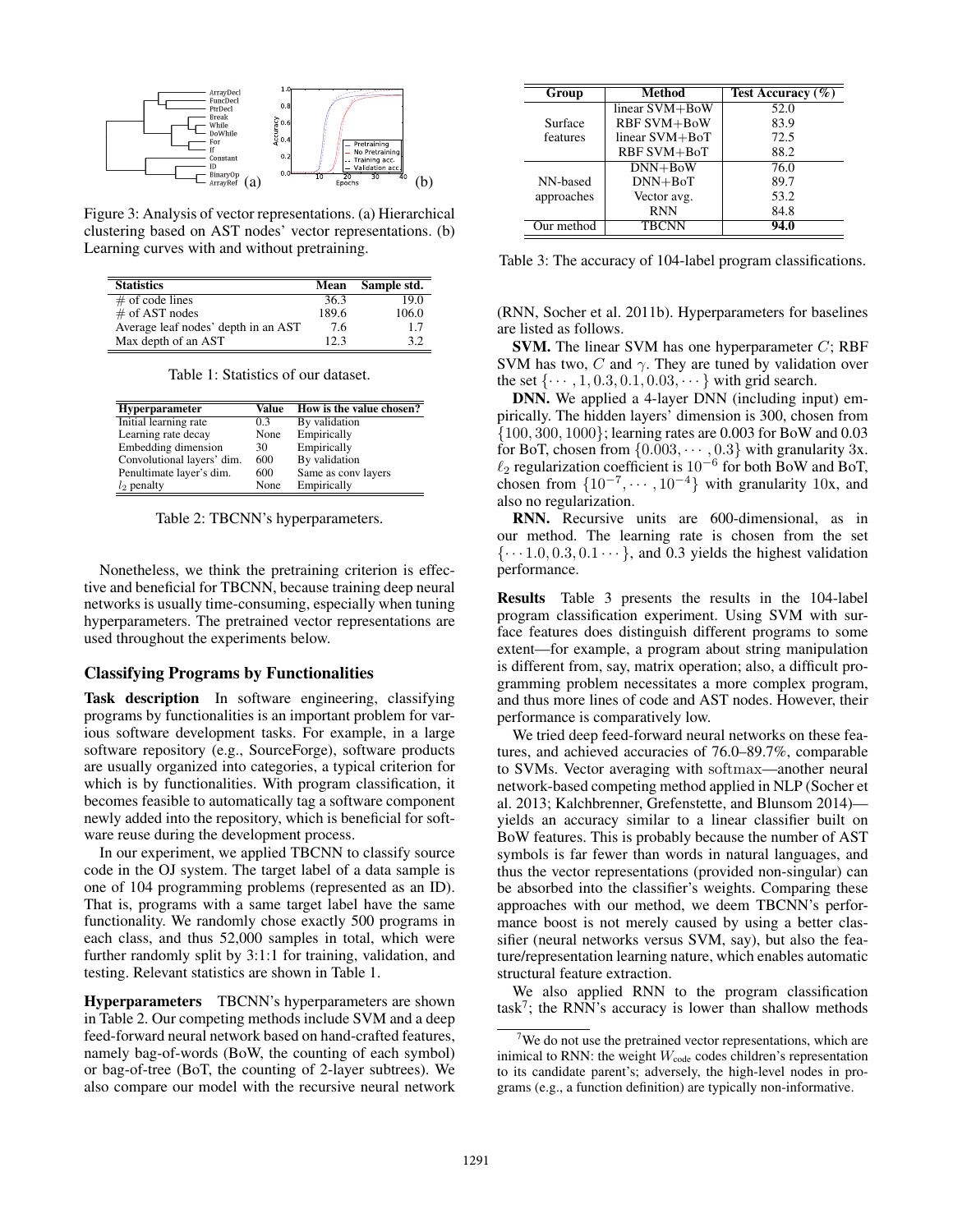Figure 3: Analysis of vector representations. (a) Hierarchical clustering based on AST nodes' vector representations. (b) Learning curves with and without pretraining.

| Statistics | Mean | Sample std. |
|---|---|---|
| # of code lines | 36.3 | 19.0 |
| # of AST nodes | 189.6 | 106.0 |
| Average leaf nodes' depth in an AST | 7.6 | 1.7 |
| Max depth of an AST | 12.3 | 3.2 |

Table 1: Statistics of our dataset.

| Hyperparameter | Value | How is the value chosen? |
|---|---|---|
| Initial learning rate | 0.3 | By validation |
| Learning rate decay | None | Empirically |
| Embedding dimension | 30 | Empirically |
| Convolutional layers' dim. | 600 | By validation |
| Penultimate layer's dim. | 600 | Same as conv layers |
| $l_2$ penalty | None | Empirically |

Table 2: TBCNN's hyperparameters.

Nonetheless, we think the pretraining criterion is effective and beneficial for TBCNN, because training deep neural networks is usually time-consuming, especially when tuning hyperparameters. The pretrained vector representations are used throughout the experiments below.

## Classifying Programs by Functionalities

**Task description** In software engineering, classifying programs by functionalities is an important problem for various software development tasks. For example, in a large software repository (e.g., SourceForge), software products are usually organized into categories, a typical criterion for which is by functionalities. With program classification, it becomes feasible to automatically tag a software component newly added into the repository, which is beneficial for software reuse during the development process.

In our experiment, we applied TBCNN to classify source code in the OJ system. The target label of a data sample is one of 104 programming problems (represented as an ID). That is, programs with a same target label have the same functionality. We randomly chose exactly 500 programs in each class, and thus 52,000 samples in total, which were further randomly split by 3:1:1 for training, validation, and testing. Relevant statistics are shown in Table 1.

**Hyperparameters** TBCNN's hyperparameters are shown in Table 2. Our competing methods include SVM and a deep feed-forward neural network based on hand-crafted features, namely bag-of-words (BoW, the counting of each symbol) or bag-of-tree (BoT, the counting of 2-layer subtrees). We also compare our model with the recursive neural network (RNN, Socher et al. 2011b). Hyperparameters for baselines are listed as follows.

| Group | Method | Test Accuracy (%) |
|---|---|---|
| Surface features | linear SVM+BoW | 52.0 |
| | RBF SVM+BoW | 83.9 |
| | linear SVM+BoT | 72.5 |
| | RBF SVM+BoT | 88.2 |
| NN-based approaches | DNN+BoW | 76.0 |
| | DNN+BoT | 89.7 |
| | Vector avg. | 53.2 |
| | RNN | 84.8 |
| Our method | TBCNN | **94.0** |

Table 3: The accuracy of 104-label program classifications.

**SVM.** The linear SVM has one hyperparameter $C$; RBF SVM has two, $C$ and $\gamma$. They are tuned by validation over the set $\{\cdots, 1, 0.3, 0.1, 0.03, \cdots\}$ with grid search.

**DNN.** We applied a 4-layer DNN (including input) empirically. The hidden layers' dimension is 300, chosen from $\{100, 300, 1000\}$; learning rates are 0.003 for BoW and 0.03 for BoT, chosen from $\{0.003, \cdots, 0.3\}$ with granularity 3x. $\ell_2$ regularization coefficient is $10^{-6}$ for both BoW and BoT, chosen from $\{10^{-7}, \cdots, 10^{-4}\}$ with granularity 10x, and also no regularization.

**RNN.** Recursive units are 600-dimensional, as in our method. The learning rate is chosen from the set $\{\cdots 1.0, 0.3, 0.1 \cdots\}$, and 0.3 yields the highest validation performance.

**Results** Table 3 presents the results in the 104-label program classification experiment. Using SVM with surface features does distinguish different programs to some extent—for example, a program about string manipulation is different from, say, matrix operation; also, a difficult programming problem necessitates a more complex program, and thus more lines of code and AST nodes. However, their performance is comparatively low.

We tried deep feed-forward neural networks on these features, and achieved accuracies of 76.0–89.7%, comparable to SVMs. Vector averaging with softmax—another neural network-based competing method applied in NLP (Socher et al. 2013; Kalchbrenner, Grefenstette, and Blunsom 2014)—yields an accuracy similar to a linear classifier built on BoW features. This is probably because the number of AST symbols is far fewer than words in natural languages, and thus the vector representations (provided non-singular) can be absorbed into the classifier's weights. Comparing these approaches with our method, we deem TBCNN's performance boost is not merely caused by using a better classifier (neural networks versus SVM, say), but also the feature/representation learning nature, which enables automatic structural feature extraction.

We also applied RNN to the program classification task[7]; the RNN's accuracy is lower than shallow methods

[7] We do not use the pretrained vector representations, which are inimical to RNN: the weight $W_{\text{code}}$ codes children's representation to its candidate parent's; adversely, the high-level nodes in programs (e.g., a function definition) are typically non-informative.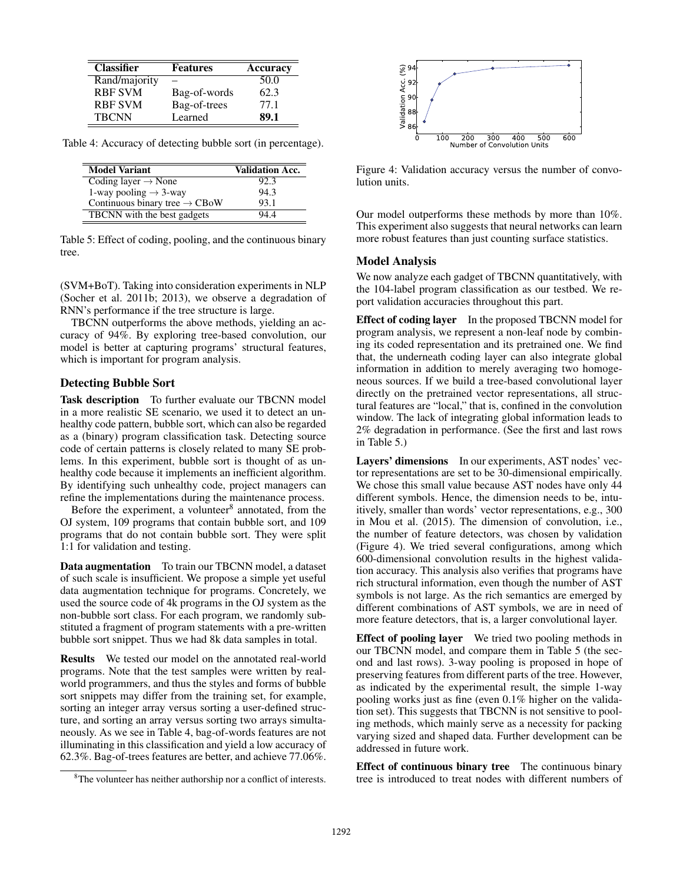| Classifier | Features | Accuracy |
|---|---|---|
| Rand/majority | – | 50.0 |
| RBF SVM | Bag-of-words | 62.3 |
| RBF SVM | Bag-of-trees | 77.1 |
| TBCNN | Learned | **89.1** |

Table 4: Accuracy of detecting bubble sort (in percentage).

| Model Variant | Validation Acc. |
|---|---|
| Coding layer $\rightarrow$ None | 92.3 |
| 1-way pooling $\rightarrow$ 3-way | 94.3 |
| Continuous binary tree $\rightarrow$ CBoW | 93.1 |
| TBCNN with the best gadgets | 94.4 |

Table 5: Effect of coding, pooling, and the continuous binary tree.

(SVM+BoT). Taking into consideration experiments in NLP (Socher et al. 2011b; 2013), we observe a degradation of RNN's performance if the tree structure is large.

TBCNN outperforms the above methods, yielding an accuracy of 94%. By exploring tree-based convolution, our model is better at capturing programs' structural features, which is important for program analysis.

## Detecting Bubble Sort

**Task description** To further evaluate our TBCNN model in a more realistic SE scenario, we used it to detect an unhealthy code pattern, bubble sort, which can also be regarded as a (binary) program classification task. Detecting source code of certain patterns is closely related to many SE problems. In this experiment, bubble sort is thought of as unhealthy code because it implements an inefficient algorithm. By identifying such unhealthy code, project managers can refine the implementations during the maintenance process.

Before the experiment, a volunteer[8] annotated, from the OJ system, 109 programs that contain bubble sort, and 109 programs that do not contain bubble sort. They were split 1:1 for validation and testing.

**Data augmentation** To train our TBCNN model, a dataset of such scale is insufficient. We propose a simple yet useful data augmentation technique for programs. Concretely, we used the source code of 4k programs in the OJ system as the non-bubble sort class. For each program, we randomly substituted a fragment of program statements with a pre-written bubble sort snippet. Thus we had 8k data samples in total.

**Results** We tested our model on the annotated real-world programs. Note that the test samples were written by real-world programmers, and thus the styles and forms of bubble sort snippets may differ from the training set, for example, sorting an integer array versus sorting a user-defined structure, and sorting an array versus sorting two arrays simultaneously. As we see in Table 4, bag-of-words features are not illuminating in this classification and yield a low accuracy of 62.3%. Bag-of-trees features are better, and achieve 77.06%. Our model outperforms these methods by more than 10%. This experiment also suggests that neural networks can learn more robust features than just counting surface statistics.

[8] The volunteer has neither authorship nor a conflict of interests.

Figure 4: Validation accuracy versus the number of convolution units.

## Model Analysis

We now analyze each gadget of TBCNN quantitatively, with the 104-label program classification as our testbed. We report validation accuracies throughout this part.

**Effect of coding layer** In the proposed TBCNN model for program analysis, we represent a non-leaf node by combining its coded representation and its pretrained one. We find that, the underneath coding layer can also integrate global information in addition to merely averaging two homogeneous sources. If we build a tree-based convolutional layer directly on the pretrained vector representations, all structural features are "local," that is, confined in the convolution window. The lack of integrating global information leads to 2% degradation in performance. (See the first and last rows in Table 5.)

**Layers' dimensions** In our experiments, AST nodes' vector representations are set to be 30-dimensional empirically. We chose this small value because AST nodes have only 44 different symbols. Hence, the dimension needs to be, intuitively, smaller than words' vector representations, e.g., 300 in Mou et al. (2015). The dimension of convolution, i.e., the number of feature detectors, was chosen by validation (Figure 4). We tried several configurations, among which 600-dimensional convolution results in the highest validation accuracy. This analysis also verifies that programs have rich structural information, even though the number of AST symbols is not large. As the rich semantics are emerged by different combinations of AST symbols, we are in need of more feature detectors, that is, a larger convolutional layer.

**Effect of pooling layer** We tried two pooling methods in our TBCNN model, and compare them in Table 5 (the second and last rows). 3-way pooling is proposed in hope of preserving features from different parts of the tree. However, as indicated by the experimental result, the simple 1-way pooling works just as fine (even 0.1% higher on the validation set). This suggests that TBCNN is not sensitive to pooling methods, which mainly serve as a necessity for packing varying sized and shaped data. Further development can be addressed in future work.

**Effect of continuous binary tree** The continuous binary tree is introduced to treat nodes with different numbers of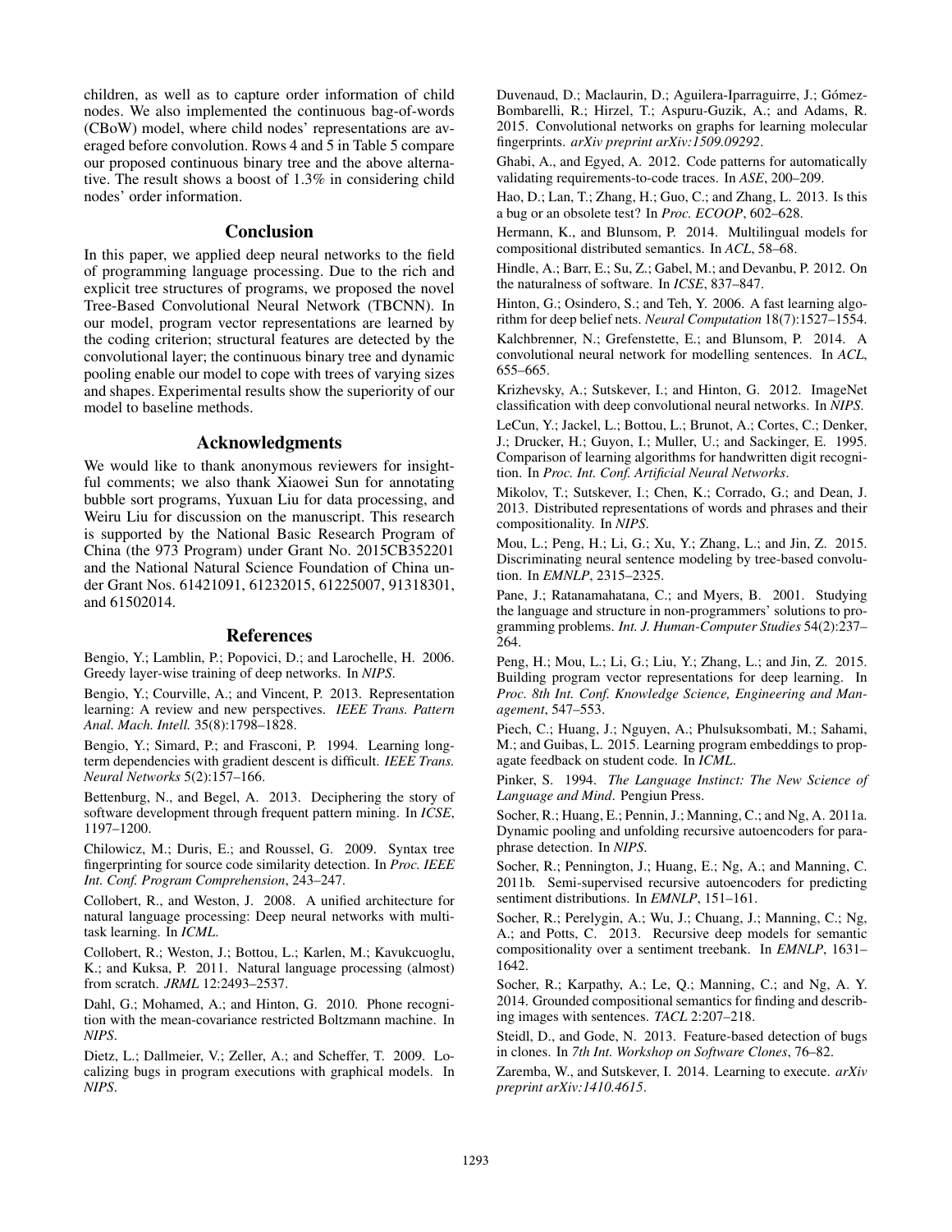children, as well as to capture order information of child nodes. We also implemented the continuous bag-of-words (CBoW) model, where child nodes' representations are averaged before convolution. Rows 4 and 5 in Table 5 compare our proposed continuous binary tree and the above alternative. The result shows a boost of 1.3% in considering child nodes' order information.

## Conclusion

In this paper, we applied deep neural networks to the field of programming language processing. Due to the rich and explicit tree structures of programs, we proposed the novel Tree-Based Convolutional Neural Network (TBCNN). In our model, program vector representations are learned by the coding criterion; structural features are detected by the convolutional layer; the continuous binary tree and dynamic pooling enable our model to cope with trees of varying sizes and shapes. Experimental results show the superiority of our model to baseline methods.

## Acknowledgments

We would like to thank anonymous reviewers for insightful comments; we also thank Xiaowei Sun for annotating bubble sort programs, Yuxuan Liu for data processing, and Weiru Liu for discussion on the manuscript. This research is supported by the National Basic Research Program of China (the 973 Program) under Grant No. 2015CB352201 and the National Natural Science Foundation of China under Grant Nos. 61421091, 61232015, 61225007, 91318301, and 61502014.

## References

Bengio, Y.; Lamblin, P.; Popovici, D.; and Larochelle, H. 2006. Greedy layer-wise training of deep networks. In *NIPS*.

Bengio, Y.; Courville, A.; and Vincent, P. 2013. Representation learning: A review and new perspectives. *IEEE Trans. Pattern Anal. Mach. Intell.* 35(8):1798–1828.

Bengio, Y.; Simard, P.; and Frasconi, P. 1994. Learning long-term dependencies with gradient descent is difficult. *IEEE Trans. Neural Networks* 5(2):157–166.

Bettenburg, N., and Begel, A. 2013. Deciphering the story of software development through frequent pattern mining. In *ICSE*, 1197–1200.

Chilowicz, M.; Duris, E.; and Roussel, G. 2009. Syntax tree fingerprinting for source code similarity detection. In *Proc. IEEE Int. Conf. Program Comprehension*, 243–247.

Collobert, R., and Weston, J. 2008. A unified architecture for natural language processing: Deep neural networks with multitask learning. In *ICML*.

Collobert, R.; Weston, J.; Bottou, L.; Karlen, M.; Kavukcuoglu, K.; and Kuksa, P. 2011. Natural language processing (almost) from scratch. *JRML* 12:2493–2537.

Dahl, G.; Mohamed, A.; and Hinton, G. 2010. Phone recognition with the mean-covariance restricted Boltzmann machine. In *NIPS*.

Dietz, L.; Dallmeier, V.; Zeller, A.; and Scheffer, T. 2009. Localizing bugs in program executions with graphical models. In *NIPS*.

Duvenaud, D.; Maclaurin, D.; Aguilera-Iparraguirre, J.; Gómez-Bombarelli, R.; Hirzel, T.; Aspuru-Guzik, A.; and Adams, R. 2015. Convolutional networks on graphs for learning molecular fingerprints. *arXiv preprint arXiv:1509.09292*.

Ghabi, A., and Egyed, A. 2012. Code patterns for automatically validating requirements-to-code traces. In *ASE*, 200–209.

Hao, D.; Lan, T.; Zhang, H.; Guo, C.; and Zhang, L. 2013. Is this a bug or an obsolete test? In *Proc. ECOOP*, 602–628.

Hermann, K., and Blunsom, P. 2014. Multilingual models for compositional distributed semantics. In *ACL*, 58–68.

Hindle, A.; Barr, E.; Su, Z.; Gabel, M.; and Devanbu, P. 2012. On the naturalness of software. In *ICSE*, 837–847.

Hinton, G.; Osindero, S.; and Teh, Y. 2006. A fast learning algorithm for deep belief nets. *Neural Computation* 18(7):1527–1554.

Kalchbrenner, N.; Grefenstette, E.; and Blunsom, P. 2014. A convolutional neural network for modelling sentences. In *ACL*, 655–665.

Krizhevsky, A.; Sutskever, I.; and Hinton, G. 2012. ImageNet classification with deep convolutional neural networks. In *NIPS*.

LeCun, Y.; Jackel, L.; Bottou, L.; Brunot, A.; Cortes, C.; Denker, J.; Drucker, H.; Guyon, I.; Muller, U.; and Sackinger, E. 1995. Comparison of learning algorithms for handwritten digit recognition. In *Proc. Int. Conf. Artificial Neural Networks*.

Mikolov, T.; Sutskever, I.; Chen, K.; Corrado, G.; and Dean, J. 2013. Distributed representations of words and phrases and their compositionality. In *NIPS*.

Mou, L.; Peng, H.; Li, G.; Xu, Y.; Zhang, L.; and Jin, Z. 2015. Discriminating neural sentence modeling by tree-based convolution. In *EMNLP*, 2315–2325.

Pane, J.; Ratanamahatana, C.; and Myers, B. 2001. Studying the language and structure in non-programmers' solutions to programming problems. *Int. J. Human-Computer Studies* 54(2):237–264.

Peng, H.; Mou, L.; Li, G.; Liu, Y.; Zhang, L.; and Jin, Z. 2015. Building program vector representations for deep learning. In *Proc. 8th Int. Conf. Knowledge Science, Engineering and Management*, 547–553.

Piech, C.; Huang, J.; Nguyen, A.; Phulsuksombati, M.; Sahami, M.; and Guibas, L. 2015. Learning program embeddings to propagate feedback on student code. In *ICML*.

Pinker, S. 1994. *The Language Instinct: The New Science of Language and Mind*. Pengiun Press.

Socher, R.; Huang, E.; Pennin, J.; Manning, C.; and Ng, A. 2011a. Dynamic pooling and unfolding recursive autoencoders for paraphrase detection. In *NIPS*.

Socher, R.; Pennington, J.; Huang, E.; Ng, A.; and Manning, C. 2011b. Semi-supervised recursive autoencoders for predicting sentiment distributions. In *EMNLP*, 151–161.

Socher, R.; Perelygin, A.; Wu, J.; Chuang, J.; Manning, C.; Ng, A.; and Potts, C. 2013. Recursive deep models for semantic compositionality over a sentiment treebank. In *EMNLP*, 1631–1642.

Socher, R.; Karpathy, A.; Le, Q.; Manning, C.; and Ng, A. Y. 2014. Grounded compositional semantics for finding and describing images with sentences. *TACL* 2:207–218.

Steidl, D., and Gode, N. 2013. Feature-based detection of bugs in clones. In *7th Int. Workshop on Software Clones*, 76–82.

Zaremba, W., and Sutskever, I. 2014. Learning to execute. *arXiv preprint arXiv:1410.4615*.